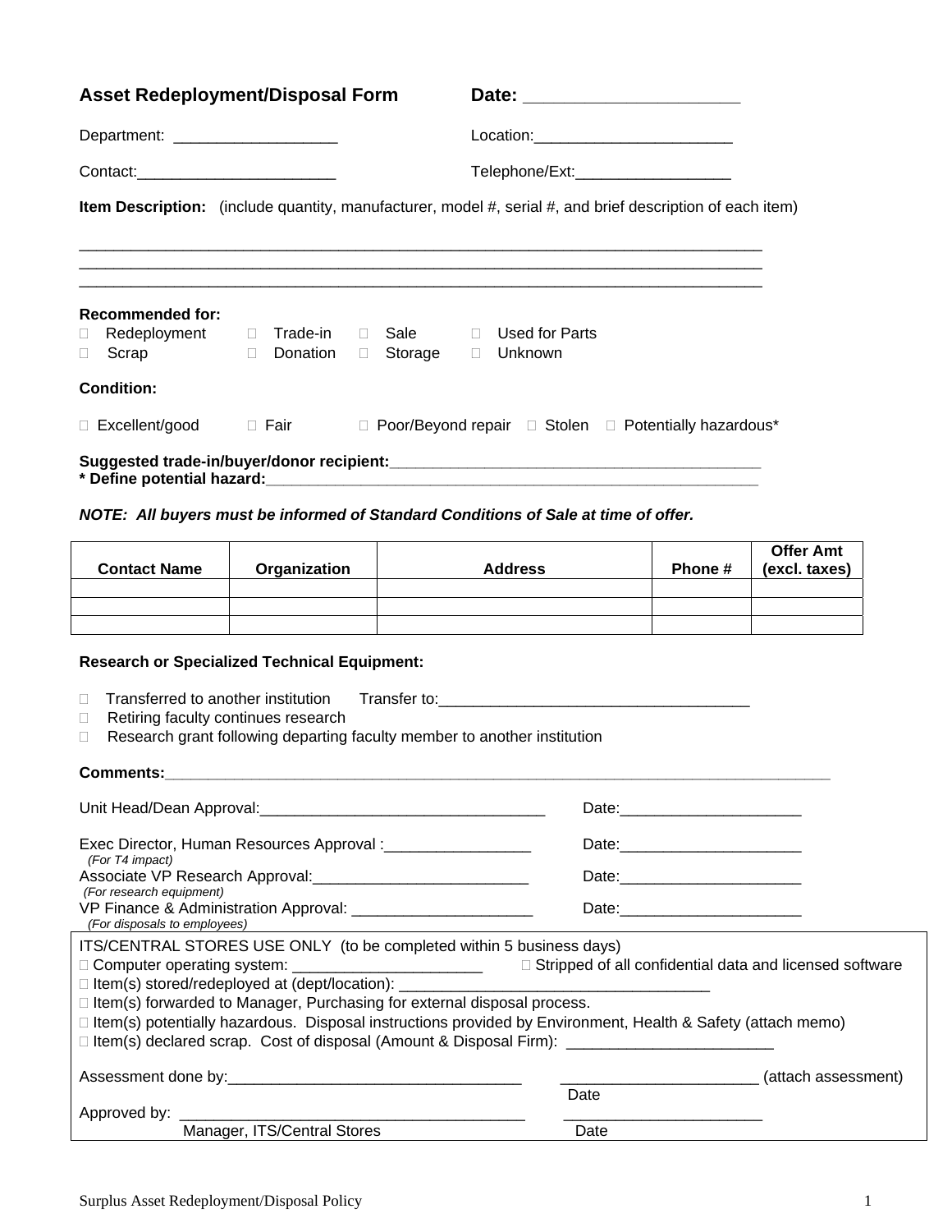## Asset Redeployment/Disposal Form

**Date:** _______________________

Department: ___________________ Location:_______________________

Contact:_______________________ Telephone/Ext:__________________

**Item Description:** (include quantity, manufacturer, model #, serial #, and brief description of each item)

_____________________________________________________________________________
_____________________________________________________________________________
_____________________________________________________________________________

**Recommended for:**

- ☐ Redeployment ☐ Trade-in ☐ Sale ☐ Used for Parts
- ☐ Scrap ☐ Donation ☐ Storage ☐ Unknown

**Condition:**

☐ Excellent/good ☐ Fair ☐ Poor/Beyond repair ☐ Stolen ☐ Potentially hazardous*

**Suggested trade-in/buyer/donor recipient:**_________________________________________

**\* Define potential hazard:**___________________________________________________________

***NOTE: All buyers must be informed of Standard Conditions of Sale at time of offer.***

| Contact Name | Organization | Address | Phone # | Offer Amt (excl. taxes) |
|---|---|---|---|---|
| | | | | |
| | | | | |
| | | | | |

**Research or Specialized Technical Equipment:**

- ☐ Transferred to another institution Transfer to:___________________________________
- ☐ Retiring faculty continues research
- ☐ Research grant following departing faculty member to another institution

**Comments:**_____________________________________________________________________________

Unit Head/Dean Approval:_________________________________ Date:_____________________

Exec Director, Human Resources Approval :_________________ Date:_____________________
*(For T4 impact)*

Associate VP Research Approval:_________________________ Date:_____________________
*(For research equipment)*

VP Finance & Administration Approval: _____________________ Date:_____________________
*(For disposals to employees)*

ITS/CENTRAL STORES USE ONLY (to be completed within 5 business days)

- ☐ Computer operating system: ______________________ ☐ Stripped of all confidential data and licensed software
- ☐ Item(s) stored/redeployed at (dept/location): ____________________________________
- ☐ Item(s) forwarded to Manager, Purchasing for external disposal process.
- ☐ Item(s) potentially hazardous. Disposal instructions provided by Environment, Health & Safety (attach memo)
- ☐ Item(s) declared scrap. Cost of disposal (Amount & Disposal Firm): ________________________

Assessment done by:__________________________________ _______________________ (attach assessment)
Date

Approved by: _________________________________________ _______________________
Manager, ITS/Central Stores Date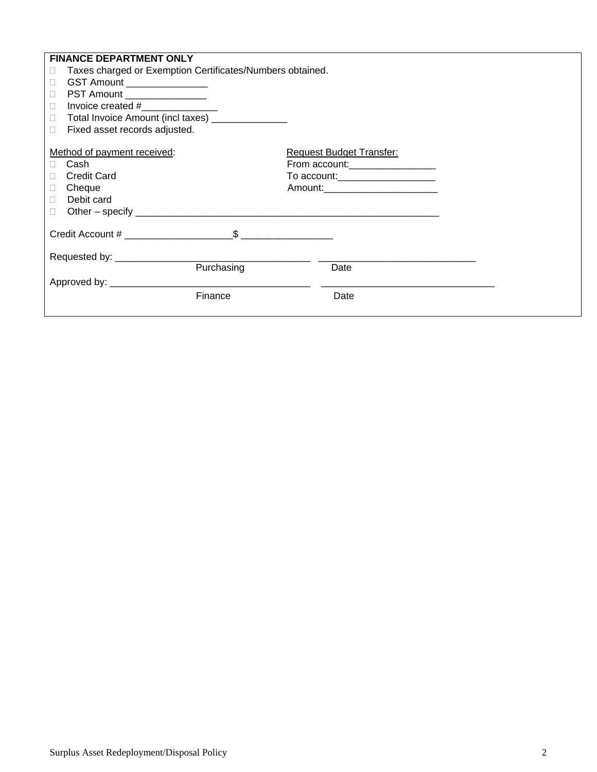**FINANCE DEPARTMENT ONLY**

- ☐ Taxes charged or Exemption Certificates/Numbers obtained.
- ☐ GST Amount _______________
- ☐ PST Amount _______________
- ☐ Invoice created #______________
- ☐ Total Invoice Amount (incl taxes) ______________
- ☐ Fixed asset records adjusted.

<u>Method of payment received</u>:

- ☐ Cash
- ☐ Credit Card
- ☐ Cheque
- ☐ Debit card
- ☐ Other – specify ___________________________________________________________

<u>Request Budget Transfer:</u>

From account:________________

To account:__________________

Amount:_____________________

Credit Account # ____________________$ _________________

Requested by: ____________________________________ _____________________________

Purchasing Date

Approved by: _____________________________________ ________________________________

Finance Date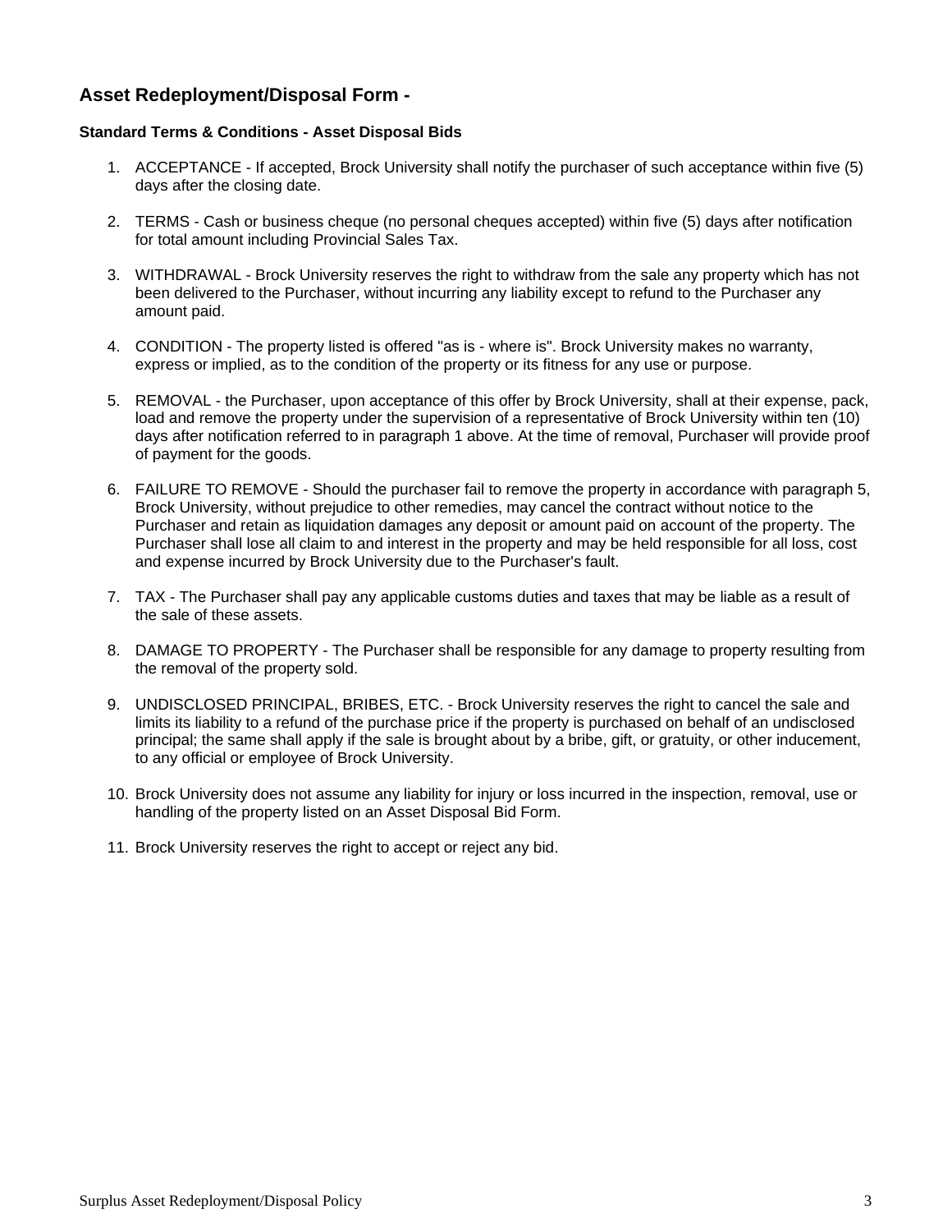## Asset Redeployment/Disposal Form -

### Standard Terms & Conditions - Asset Disposal Bids

1. ACCEPTANCE - If accepted, Brock University shall notify the purchaser of such acceptance within five (5) days after the closing date.

2. TERMS - Cash or business cheque (no personal cheques accepted) within five (5) days after notification for total amount including Provincial Sales Tax.

3. WITHDRAWAL - Brock University reserves the right to withdraw from the sale any property which has not been delivered to the Purchaser, without incurring any liability except to refund to the Purchaser any amount paid.

4. CONDITION - The property listed is offered "as is - where is". Brock University makes no warranty, express or implied, as to the condition of the property or its fitness for any use or purpose.

5. REMOVAL - the Purchaser, upon acceptance of this offer by Brock University, shall at their expense, pack, load and remove the property under the supervision of a representative of Brock University within ten (10) days after notification referred to in paragraph 1 above. At the time of removal, Purchaser will provide proof of payment for the goods.

6. FAILURE TO REMOVE - Should the purchaser fail to remove the property in accordance with paragraph 5, Brock University, without prejudice to other remedies, may cancel the contract without notice to the Purchaser and retain as liquidation damages any deposit or amount paid on account of the property. The Purchaser shall lose all claim to and interest in the property and may be held responsible for all loss, cost and expense incurred by Brock University due to the Purchaser's fault.

7. TAX - The Purchaser shall pay any applicable customs duties and taxes that may be liable as a result of the sale of these assets.

8. DAMAGE TO PROPERTY - The Purchaser shall be responsible for any damage to property resulting from the removal of the property sold.

9. UNDISCLOSED PRINCIPAL, BRIBES, ETC. - Brock University reserves the right to cancel the sale and limits its liability to a refund of the purchase price if the property is purchased on behalf of an undisclosed principal; the same shall apply if the sale is brought about by a bribe, gift, or gratuity, or other inducement, to any official or employee of Brock University.

10. Brock University does not assume any liability for injury or loss incurred in the inspection, removal, use or handling of the property listed on an Asset Disposal Bid Form.

11. Brock University reserves the right to accept or reject any bid.